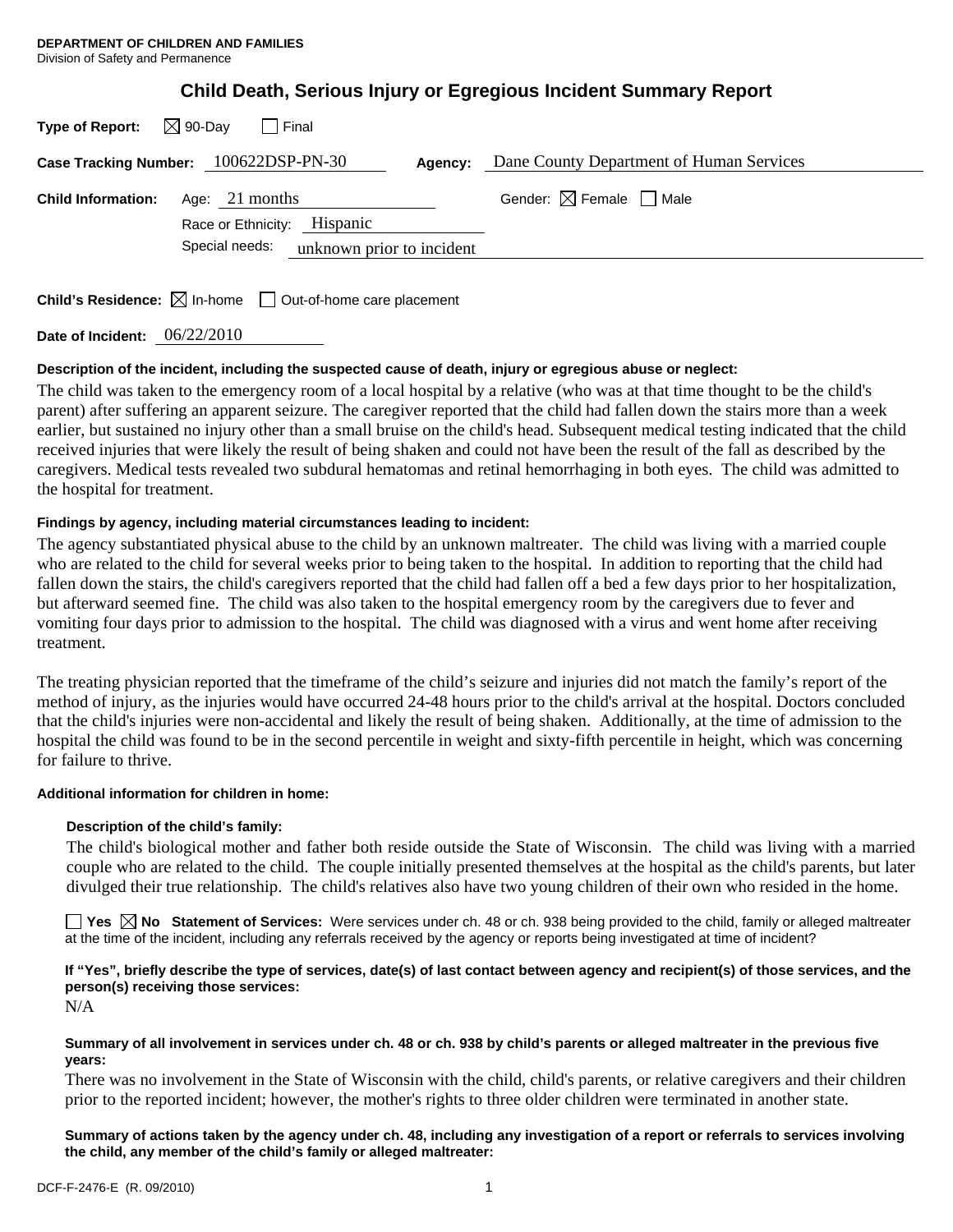**DEPARTMENT OF CHILDREN AND FAMILIES**
Division of Safety and Permanence

# Child Death, Serious Injury or Egregious Incident Summary Report

**Type of Report:** ☒ 90-Day ☐ Final

**Case Tracking Number:** 100622DSP-PN-30 **Agency:** Dane County Department of Human Services

**Child Information:** Age: 21 months Gender: ☒ Female ☐ Male

Race or Ethnicity: Hispanic

Special needs: unknown prior to incident

**Child's Residence:** ☒ In-home ☐ Out-of-home care placement

**Date of Incident:** 06/22/2010

**Description of the incident, including the suspected cause of death, injury or egregious abuse or neglect:**

The child was taken to the emergency room of a local hospital by a relative (who was at that time thought to be the child's parent) after suffering an apparent seizure. The caregiver reported that the child had fallen down the stairs more than a week earlier, but sustained no injury other than a small bruise on the child's head. Subsequent medical testing indicated that the child received injuries that were likely the result of being shaken and could not have been the result of the fall as described by the caregivers. Medical tests revealed two subdural hematomas and retinal hemorrhaging in both eyes. The child was admitted to the hospital for treatment.

**Findings by agency, including material circumstances leading to incident:**

The agency substantiated physical abuse to the child by an unknown maltreater. The child was living with a married couple who are related to the child for several weeks prior to being taken to the hospital. In addition to reporting that the child had fallen down the stairs, the child's caregivers reported that the child had fallen off a bed a few days prior to her hospitalization, but afterward seemed fine. The child was also taken to the hospital emergency room by the caregivers due to fever and vomiting four days prior to admission to the hospital. The child was diagnosed with a virus and went home after receiving treatment.

The treating physician reported that the timeframe of the child's seizure and injuries did not match the family's report of the method of injury, as the injuries would have occurred 24-48 hours prior to the child's arrival at the hospital. Doctors concluded that the child's injuries were non-accidental and likely the result of being shaken. Additionally, at the time of admission to the hospital the child was found to be in the second percentile in weight and sixty-fifth percentile in height, which was concerning for failure to thrive.

**Additional information for children in home:**

**Description of the child's family:**

The child's biological mother and father both reside outside the State of Wisconsin. The child was living with a married couple who are related to the child. The couple initially presented themselves at the hospital as the child's parents, but later divulged their true relationship. The child's relatives also have two young children of their own who resided in the home.

☐ **Yes** ☒ **No** **Statement of Services:** Were services under ch. 48 or ch. 938 being provided to the child, family or alleged maltreater at the time of the incident, including any referrals received by the agency or reports being investigated at time of incident?

**If "Yes", briefly describe the type of services, date(s) of last contact between agency and recipient(s) of those services, and the person(s) receiving those services:**

N/A

**Summary of all involvement in services under ch. 48 or ch. 938 by child's parents or alleged maltreater in the previous five years:**

There was no involvement in the State of Wisconsin with the child, child's parents, or relative caregivers and their children prior to the reported incident; however, the mother's rights to three older children were terminated in another state.

**Summary of actions taken by the agency under ch. 48, including any investigation of a report or referrals to services involving the child, any member of the child's family or alleged maltreater:**

DCF-F-2476-E (R. 09/2010)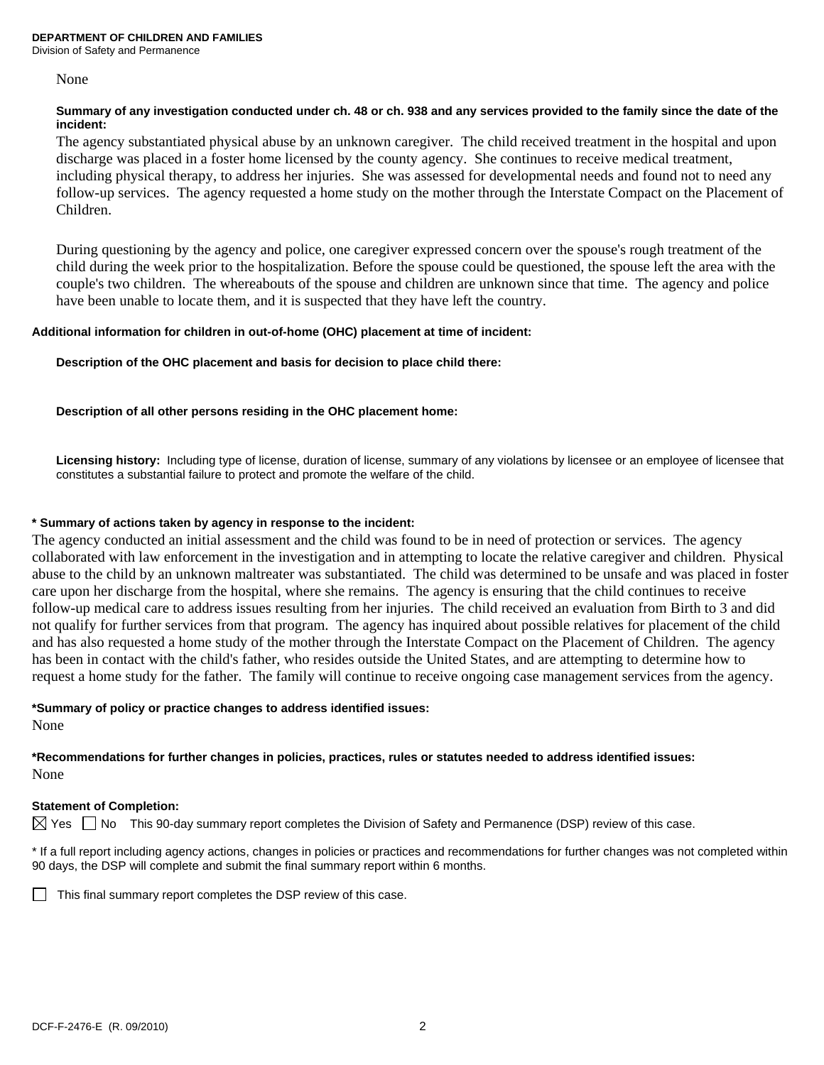None

**Summary of any investigation conducted under ch. 48 or ch. 938 and any services provided to the family since the date of the incident:**

The agency substantiated physical abuse by an unknown caregiver. The child received treatment in the hospital and upon discharge was placed in a foster home licensed by the county agency. She continues to receive medical treatment, including physical therapy, to address her injuries. She was assessed for developmental needs and found not to need any follow-up services. The agency requested a home study on the mother through the Interstate Compact on the Placement of Children.

During questioning by the agency and police, one caregiver expressed concern over the spouse's rough treatment of the child during the week prior to the hospitalization. Before the spouse could be questioned, the spouse left the area with the couple's two children. The whereabouts of the spouse and children are unknown since that time. The agency and police have been unable to locate them, and it is suspected that they have left the country.

**Additional information for children in out-of-home (OHC) placement at time of incident:**

**Description of the OHC placement and basis for decision to place child there:**

**Description of all other persons residing in the OHC placement home:**

**Licensing history:** Including type of license, duration of license, summary of any violations by licensee or an employee of licensee that constitutes a substantial failure to protect and promote the welfare of the child.

**\* Summary of actions taken by agency in response to the incident:**

The agency conducted an initial assessment and the child was found to be in need of protection or services. The agency collaborated with law enforcement in the investigation and in attempting to locate the relative caregiver and children. Physical abuse to the child by an unknown maltreater was substantiated. The child was determined to be unsafe and was placed in foster care upon her discharge from the hospital, where she remains. The agency is ensuring that the child continues to receive follow-up medical care to address issues resulting from her injuries. The child received an evaluation from Birth to 3 and did not qualify for further services from that program. The agency has inquired about possible relatives for placement of the child and has also requested a home study of the mother through the Interstate Compact on the Placement of Children. The agency has been in contact with the child's father, who resides outside the United States, and are attempting to determine how to request a home study for the father. The family will continue to receive ongoing case management services from the agency.

**\*Summary of policy or practice changes to address identified issues:**

None

**\*Recommendations for further changes in policies, practices, rules or statutes needed to address identified issues:**

None

**Statement of Completion:**

☒ Yes ☐ No This 90-day summary report completes the Division of Safety and Permanence (DSP) review of this case.

\* If a full report including agency actions, changes in policies or practices and recommendations for further changes was not completed within 90 days, the DSP will complete and submit the final summary report within 6 months.

☐ This final summary report completes the DSP review of this case.

DCF-F-2476-E (R. 09/2010)